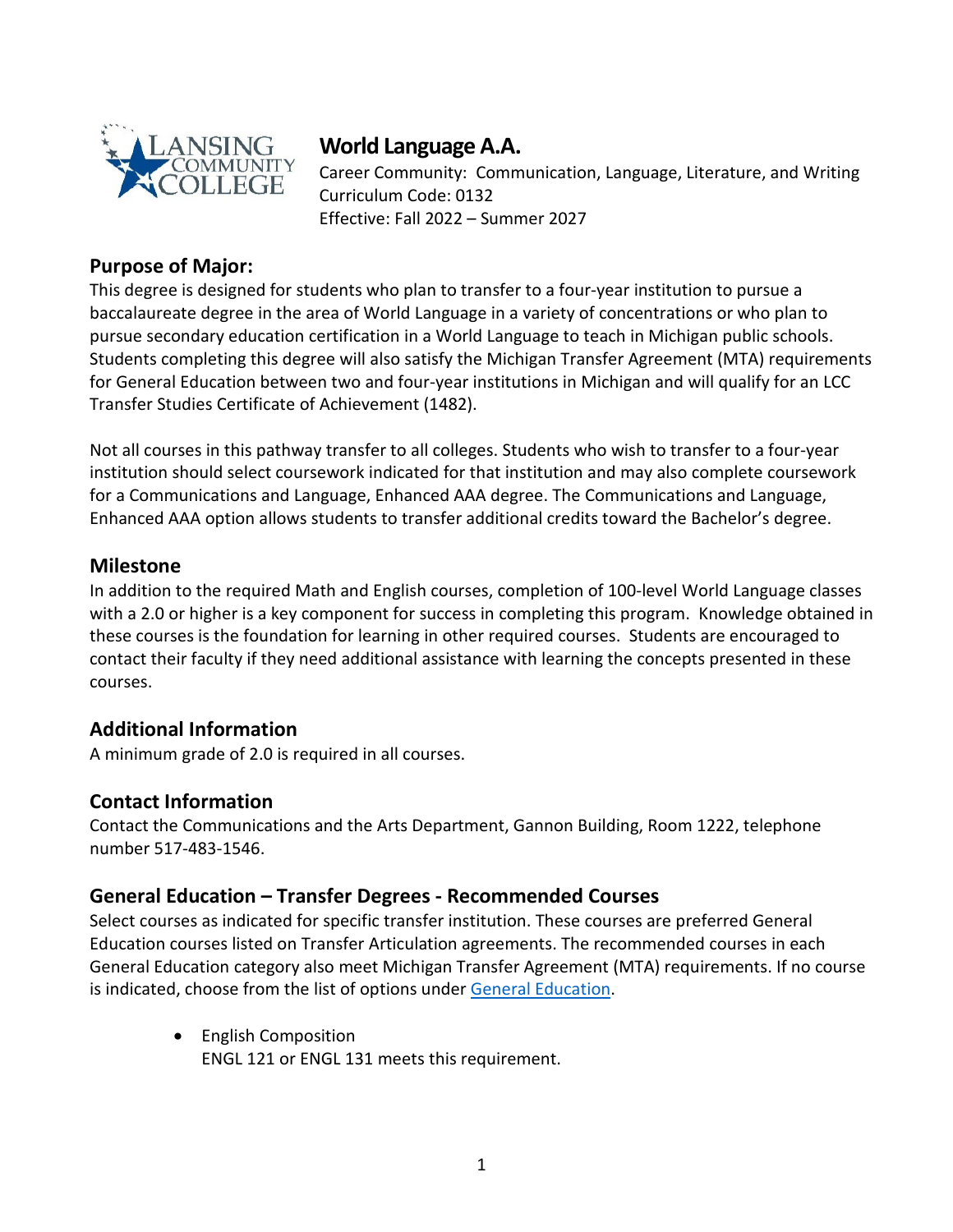# World Language A.A.

Career Community: Communication, Language, Literature, and Writing
Curriculum Code: 0132
Effective: Fall 2022 – Summer 2027

## Purpose of Major:

This degree is designed for students who plan to transfer to a four-year institution to pursue a baccalaureate degree in the area of World Language in a variety of concentrations or who plan to pursue secondary education certification in a World Language to teach in Michigan public schools. Students completing this degree will also satisfy the Michigan Transfer Agreement (MTA) requirements for General Education between two and four-year institutions in Michigan and will qualify for an LCC Transfer Studies Certificate of Achievement (1482).

Not all courses in this pathway transfer to all colleges. Students who wish to transfer to a four-year institution should select coursework indicated for that institution and may also complete coursework for a Communications and Language, Enhanced AAA degree. The Communications and Language, Enhanced AAA option allows students to transfer additional credits toward the Bachelor's degree.

## Milestone

In addition to the required Math and English courses, completion of 100-level World Language classes with a 2.0 or higher is a key component for success in completing this program. Knowledge obtained in these courses is the foundation for learning in other required courses. Students are encouraged to contact their faculty if they need additional assistance with learning the concepts presented in these courses.

## Additional Information

A minimum grade of 2.0 is required in all courses.

## Contact Information

Contact the Communications and the Arts Department, Gannon Building, Room 1222, telephone number 517-483-1546.

## General Education – Transfer Degrees - Recommended Courses

Select courses as indicated for specific transfer institution. These courses are preferred General Education courses listed on Transfer Articulation agreements. The recommended courses in each General Education category also meet Michigan Transfer Agreement (MTA) requirements. If no course is indicated, choose from the list of options under General Education.

- English Composition
  ENGL 121 or ENGL 131 meets this requirement.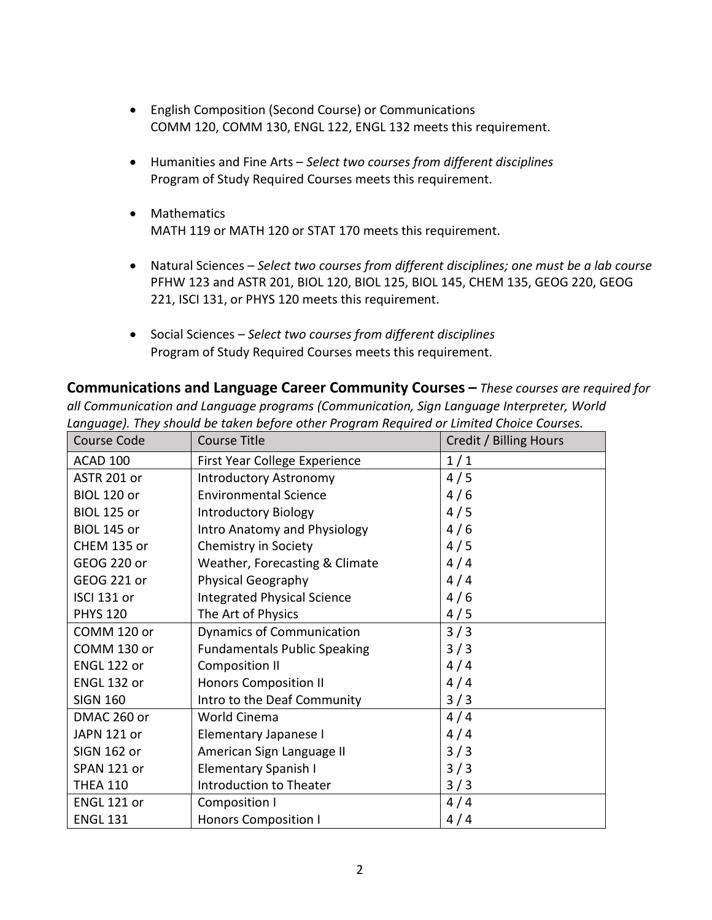- English Composition (Second Course) or Communications
  COMM 120, COMM 130, ENGL 122, ENGL 132 meets this requirement.

- Humanities and Fine Arts – *Select two courses from different disciplines*
  Program of Study Required Courses meets this requirement.

- Mathematics
  MATH 119 or MATH 120 or STAT 170 meets this requirement.

- Natural Sciences – *Select two courses from different disciplines; one must be a lab course*
  PFHW 123 and ASTR 201, BIOL 120, BIOL 125, BIOL 145, CHEM 135, GEOG 220, GEOG 221, ISCI 131, or PHYS 120 meets this requirement.

- Social Sciences – *Select two courses from different disciplines*
  Program of Study Required Courses meets this requirement.

**Communications and Language Career Community Courses –** *These courses are required for all Communication and Language programs (Communication, Sign Language Interpreter, World Language). They should be taken before other Program Required or Limited Choice Courses.*

| Course Code | Course Title | Credit / Billing Hours |
|---|---|---|
| ACAD 100 | First Year College Experience | 1 / 1 |
| ASTR 201 or | Introductory Astronomy | 4 / 5 |
| BIOL 120 or | Environmental Science | 4 / 6 |
| BIOL 125 or | Introductory Biology | 4 / 5 |
| BIOL 145 or | Intro Anatomy and Physiology | 4 / 6 |
| CHEM 135 or | Chemistry in Society | 4 / 5 |
| GEOG 220 or | Weather, Forecasting & Climate | 4 / 4 |
| GEOG 221 or | Physical Geography | 4 / 4 |
| ISCI 131 or | Integrated Physical Science | 4 / 6 |
| PHYS 120 | The Art of Physics | 4 / 5 |
| COMM 120 or | Dynamics of Communication | 3 / 3 |
| COMM 130 or | Fundamentals Public Speaking | 3 / 3 |
| ENGL 122 or | Composition II | 4 / 4 |
| ENGL 132 or | Honors Composition II | 4 / 4 |
| SIGN 160 | Intro to the Deaf Community | 3 / 3 |
| DMAC 260 or | World Cinema | 4 / 4 |
| JAPN 121 or | Elementary Japanese I | 4 / 4 |
| SIGN 162 or | American Sign Language II | 3 / 3 |
| SPAN 121 or | Elementary Spanish I | 3 / 3 |
| THEA 110 | Introduction to Theater | 3 / 3 |
| ENGL 121 or | Composition I | 4 / 4 |
| ENGL 131 | Honors Composition I | 4 / 4 |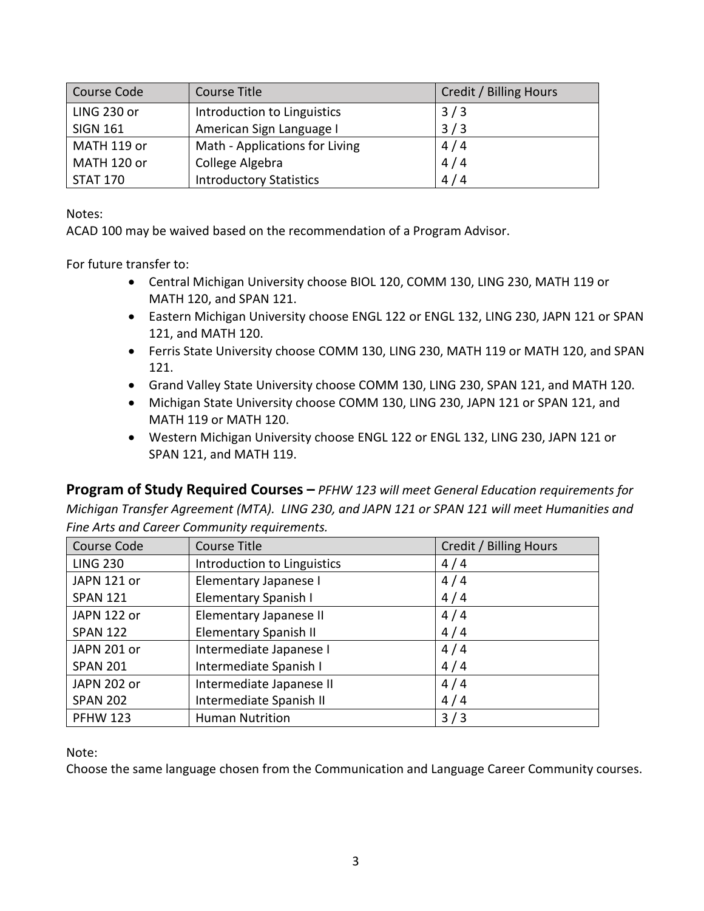| Course Code | Course Title | Credit / Billing Hours |
| --- | --- | --- |
| LING 230 or<br>SIGN 161 | Introduction to Linguistics<br>American Sign Language I | 3 / 3<br>3 / 3 |
| MATH 119 or<br>MATH 120 or<br>STAT 170 | Math - Applications for Living<br>College Algebra<br>Introductory Statistics | 4 / 4<br>4 / 4<br>4 / 4 |

Notes:
ACAD 100 may be waived based on the recommendation of a Program Advisor.

For future transfer to:

- Central Michigan University choose BIOL 120, COMM 130, LING 230, MATH 119 or MATH 120, and SPAN 121.
- Eastern Michigan University choose ENGL 122 or ENGL 132, LING 230, JAPN 121 or SPAN 121, and MATH 120.
- Ferris State University choose COMM 130, LING 230, MATH 119 or MATH 120, and SPAN 121.
- Grand Valley State University choose COMM 130, LING 230, SPAN 121, and MATH 120.
- Michigan State University choose COMM 130, LING 230, JAPN 121 or SPAN 121, and MATH 119 or MATH 120.
- Western Michigan University choose ENGL 122 or ENGL 132, LING 230, JAPN 121 or SPAN 121, and MATH 119.

**Program of Study Required Courses –** *PFHW 123 will meet General Education requirements for Michigan Transfer Agreement (MTA). LING 230, and JAPN 121 or SPAN 121 will meet Humanities and Fine Arts and Career Community requirements.*

| Course Code | Course Title | Credit / Billing Hours |
| --- | --- | --- |
| LING 230 | Introduction to Linguistics | 4 / 4 |
| JAPN 121 or<br>SPAN 121 | Elementary Japanese I<br>Elementary Spanish I | 4 / 4<br>4 / 4 |
| JAPN 122 or<br>SPAN 122 | Elementary Japanese II<br>Elementary Spanish II | 4 / 4<br>4 / 4 |
| JAPN 201 or<br>SPAN 201 | Intermediate Japanese I<br>Intermediate Spanish I | 4 / 4<br>4 / 4 |
| JAPN 202 or<br>SPAN 202 | Intermediate Japanese II<br>Intermediate Spanish II | 4 / 4<br>4 / 4 |
| PFHW 123 | Human Nutrition | 3 / 3 |

Note:
Choose the same language chosen from the Communication and Language Career Community courses.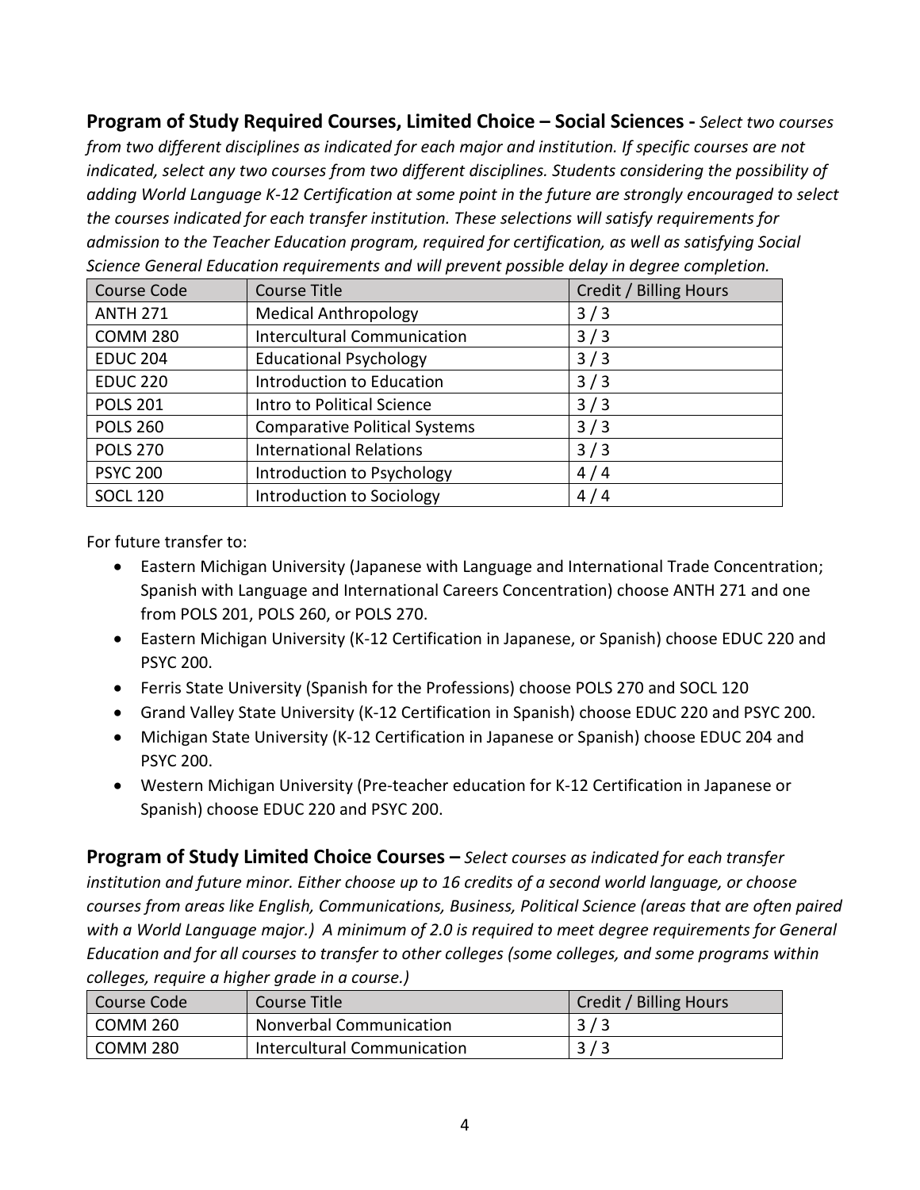**Program of Study Required Courses, Limited Choice – Social Sciences -** *Select two courses from two different disciplines as indicated for each major and institution. If specific courses are not indicated, select any two courses from two different disciplines. Students considering the possibility of adding World Language K-12 Certification at some point in the future are strongly encouraged to select the courses indicated for each transfer institution. These selections will satisfy requirements for admission to the Teacher Education program, required for certification, as well as satisfying Social Science General Education requirements and will prevent possible delay in degree completion.*

| Course Code | Course Title | Credit / Billing Hours |
|---|---|---|
| ANTH 271 | Medical Anthropology | 3 / 3 |
| COMM 280 | Intercultural Communication | 3 / 3 |
| EDUC 204 | Educational Psychology | 3 / 3 |
| EDUC 220 | Introduction to Education | 3 / 3 |
| POLS 201 | Intro to Political Science | 3 / 3 |
| POLS 260 | Comparative Political Systems | 3 / 3 |
| POLS 270 | International Relations | 3 / 3 |
| PSYC 200 | Introduction to Psychology | 4 / 4 |
| SOCL 120 | Introduction to Sociology | 4 / 4 |

For future transfer to:

- Eastern Michigan University (Japanese with Language and International Trade Concentration; Spanish with Language and International Careers Concentration) choose ANTH 271 and one from POLS 201, POLS 260, or POLS 270.
- Eastern Michigan University (K-12 Certification in Japanese, or Spanish) choose EDUC 220 and PSYC 200.
- Ferris State University (Spanish for the Professions) choose POLS 270 and SOCL 120
- Grand Valley State University (K-12 Certification in Spanish) choose EDUC 220 and PSYC 200.
- Michigan State University (K-12 Certification in Japanese or Spanish) choose EDUC 204 and PSYC 200.
- Western Michigan University (Pre-teacher education for K-12 Certification in Japanese or Spanish) choose EDUC 220 and PSYC 200.

**Program of Study Limited Choice Courses –** *Select courses as indicated for each transfer institution and future minor. Either choose up to 16 credits of a second world language, or choose courses from areas like English, Communications, Business, Political Science (areas that are often paired with a World Language major.) A minimum of 2.0 is required to meet degree requirements for General Education and for all courses to transfer to other colleges (some colleges, and some programs within colleges, require a higher grade in a course.)*

| Course Code | Course Title | Credit / Billing Hours |
|---|---|---|
| COMM 260 | Nonverbal Communication | 3 / 3 |
| COMM 280 | Intercultural Communication | 3 / 3 |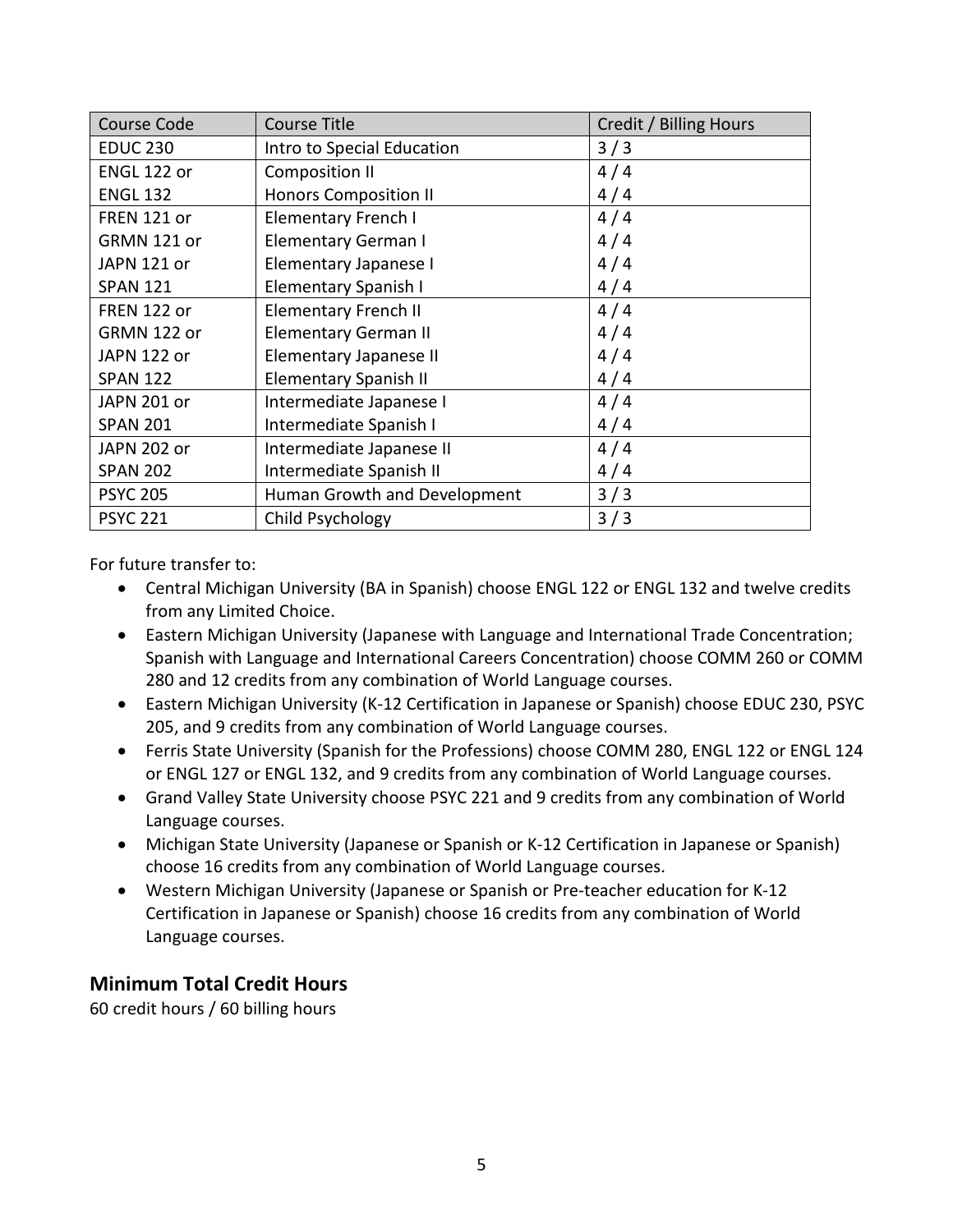| Course Code | Course Title | Credit / Billing Hours |
| --- | --- | --- |
| EDUC 230 | Intro to Special Education | 3 / 3 |
| ENGL 122 or | Composition II | 4 / 4 |
| ENGL 132 | Honors Composition II | 4 / 4 |
| FREN 121 or | Elementary French I | 4 / 4 |
| GRMN 121 or | Elementary German I | 4 / 4 |
| JAPN 121 or | Elementary Japanese I | 4 / 4 |
| SPAN 121 | Elementary Spanish I | 4 / 4 |
| FREN 122 or | Elementary French II | 4 / 4 |
| GRMN 122 or | Elementary German II | 4 / 4 |
| JAPN 122 or | Elementary Japanese II | 4 / 4 |
| SPAN 122 | Elementary Spanish II | 4 / 4 |
| JAPN 201 or | Intermediate Japanese I | 4 / 4 |
| SPAN 201 | Intermediate Spanish I | 4 / 4 |
| JAPN 202 or | Intermediate Japanese II | 4 / 4 |
| SPAN 202 | Intermediate Spanish II | 4 / 4 |
| PSYC 205 | Human Growth and Development | 3 / 3 |
| PSYC 221 | Child Psychology | 3 / 3 |

For future transfer to:

- Central Michigan University (BA in Spanish) choose ENGL 122 or ENGL 132 and twelve credits from any Limited Choice.
- Eastern Michigan University (Japanese with Language and International Trade Concentration; Spanish with Language and International Careers Concentration) choose COMM 260 or COMM 280 and 12 credits from any combination of World Language courses.
- Eastern Michigan University (K-12 Certification in Japanese or Spanish) choose EDUC 230, PSYC 205, and 9 credits from any combination of World Language courses.
- Ferris State University (Spanish for the Professions) choose COMM 280, ENGL 122 or ENGL 124 or ENGL 127 or ENGL 132, and 9 credits from any combination of World Language courses.
- Grand Valley State University choose PSYC 221 and 9 credits from any combination of World Language courses.
- Michigan State University (Japanese or Spanish or K-12 Certification in Japanese or Spanish) choose 16 credits from any combination of World Language courses.
- Western Michigan University (Japanese or Spanish or Pre-teacher education for K-12 Certification in Japanese or Spanish) choose 16 credits from any combination of World Language courses.

## Minimum Total Credit Hours

60 credit hours / 60 billing hours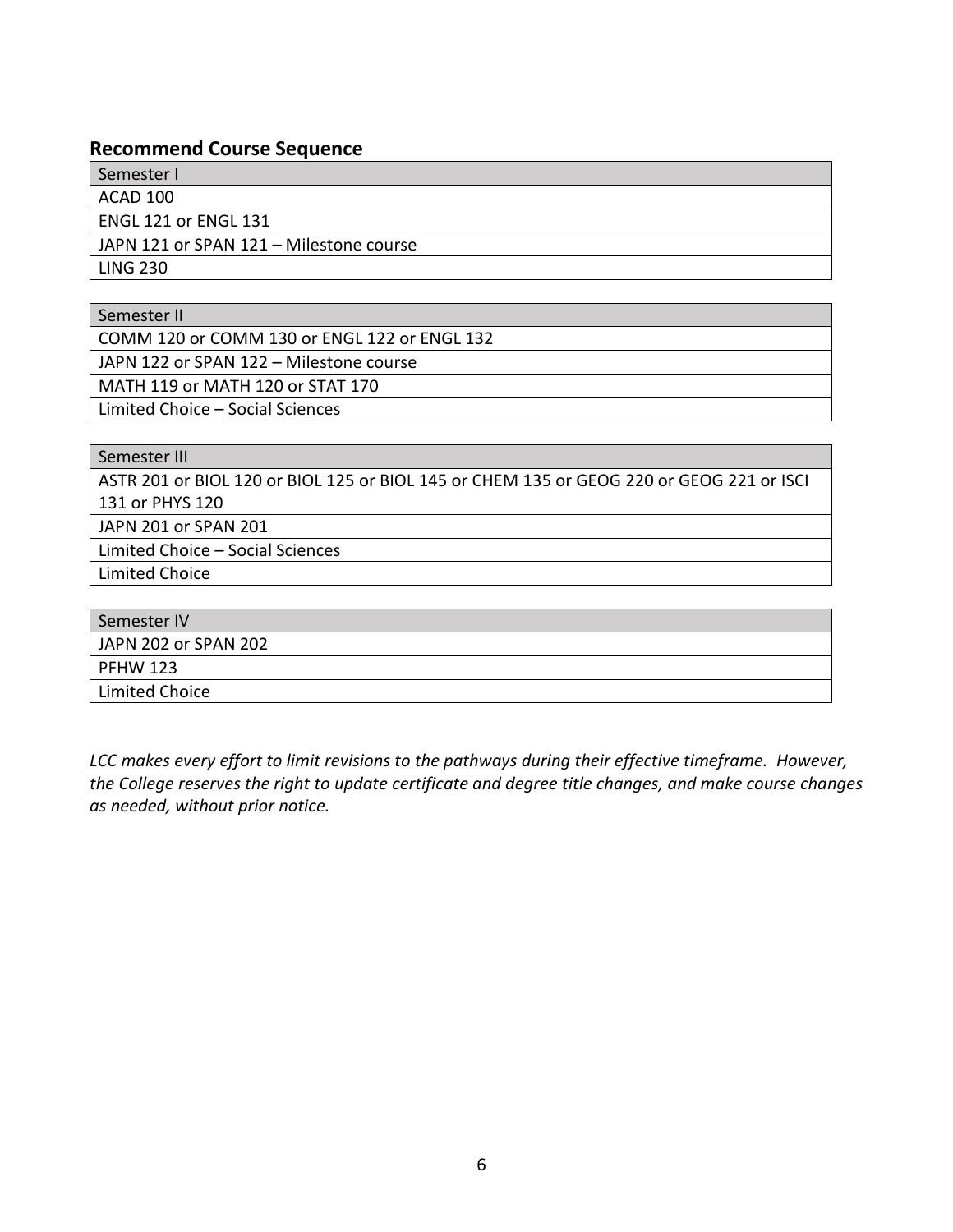## Recommend Course Sequence

| Semester I |
|---|
| ACAD 100 |
| ENGL 121 or ENGL 131 |
| JAPN 121 or SPAN 121 – Milestone course |
| LING 230 |

| Semester II |
|---|
| COMM 120 or COMM 130 or ENGL 122 or ENGL 132 |
| JAPN 122 or SPAN 122 – Milestone course |
| MATH 119 or MATH 120 or STAT 170 |
| Limited Choice – Social Sciences |

| Semester III |
|---|
| ASTR 201 or BIOL 120 or BIOL 125 or BIOL 145 or CHEM 135 or GEOG 220 or GEOG 221 or ISCI 131 or PHYS 120 |
| JAPN 201 or SPAN 201 |
| Limited Choice – Social Sciences |
| Limited Choice |

| Semester IV |
|---|
| JAPN 202 or SPAN 202 |
| PFHW 123 |
| Limited Choice |

*LCC makes every effort to limit revisions to the pathways during their effective timeframe. However, the College reserves the right to update certificate and degree title changes, and make course changes as needed, without prior notice.*